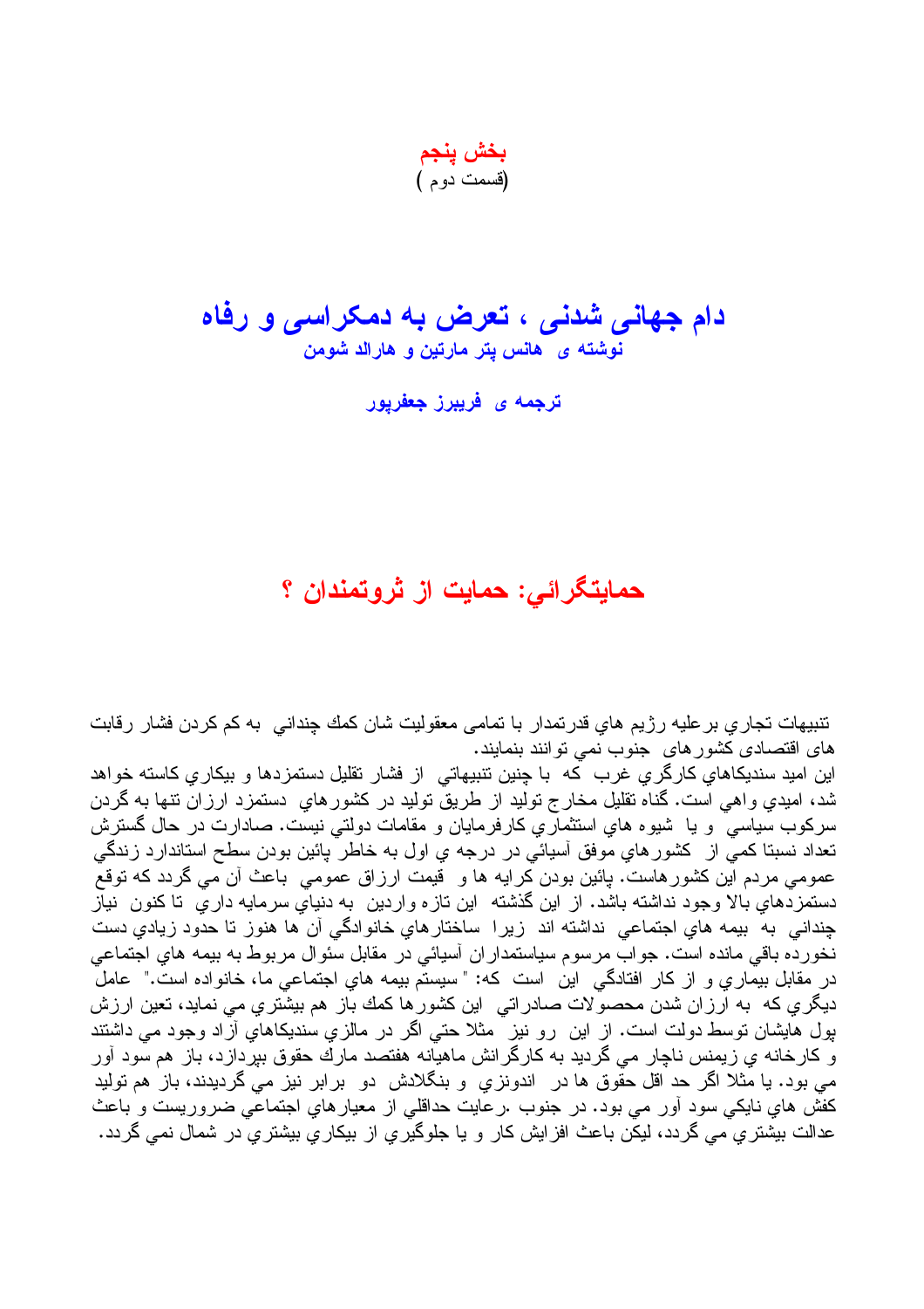**بخش پنجم**
(قسمت دوم )

# دام جهانی شدنی ، تعرض به دمکراسی و رفاه

**نوشته ی هانس پتر مارتین و هارالد شومن**

**ترجمه ی فریبرز جعفرپور**

## حمايتگرائي: حمايت از ثروتمندان ؟

تنبيهات تجاري برعليه رژيم هاي قدرتمدار با تمامی معقوليت شان كمك چنداني به كم كردن فشار رقابت های اقتصادی كشورهای جنوب نمي توانند بنمايند.
اين اميد سنديكاهاي كارگري غرب كه با چنين تنبيهاتي از فشار تقليل دستمزدها و بيكاري كاسته خواهد شد، اميدي واهي است. گناه تقليل مخارج توليد از طريق توليد در كشورهاي دستمزد ارزان تنها به گردن سركوب سياسي و يا شيوه هاي استثماري كارفرمايان و مقامات دولتي نيست. صادارت در حال گسترش تعداد نسبتا كمي از كشورهاي موفق آسيائي در درجه ي اول به خاطر پائين بودن سطح استاندارد زندگي عمومي مردم اين كشورهاست. پائين بودن كرايه ها و قيمت ارزاق عمومي باعث آن مي گردد كه توقع دستمزدهاي بالا وجود نداشته باشد. از اين گذشته اين تازه واردين به دنياي سرمايه داري تا كنون نياز چنداني به بيمه هاي اجتماعي نداشته اند زيرا ساختارهاي خانوادگي آن ها هنوز تا حدود زيادي دست نخورده باقي مانده است. جواب مرسوم سياستمداران آسيائي در مقابل سئوال مربوط به بيمه هاي اجتماعي در مقابل بيماري و از كار افتادگي اين است كه: "سيستم بيمه هاي اجتماعي ما، خانواده است." عامل ديگري كه به ارزان شدن محصولات صادراتي اين كشورها كمك باز هم بيشتري مي نمايد، تعين ارزش پول هايشان توسط دولت است. از اين رو نيز مثلا حتي اگر در مالزي سنديكاهاي آزاد وجود مي داشتند و كارخانه ي زيمنس ناچار مي گرديد به كارگرانش ماهيانه هفتصد مارك حقوق بپردازد، باز هم سود آور مي بود. يا مثلا اگر حد اقل حقوق ها در اندونزي و بنگلادش دو برابر نيز مي گرديدند، باز هم توليد كفش هاي نايكي سود آور مي بود. در جنوب .رعايت حداقلي از معيارهاي اجتماعي ضروريست و باعث عدالت بيشتري مي گردد، ليكن باعث افزايش كار و يا جلوگيري از بيكاري بيشتري در شمال نمي گردد.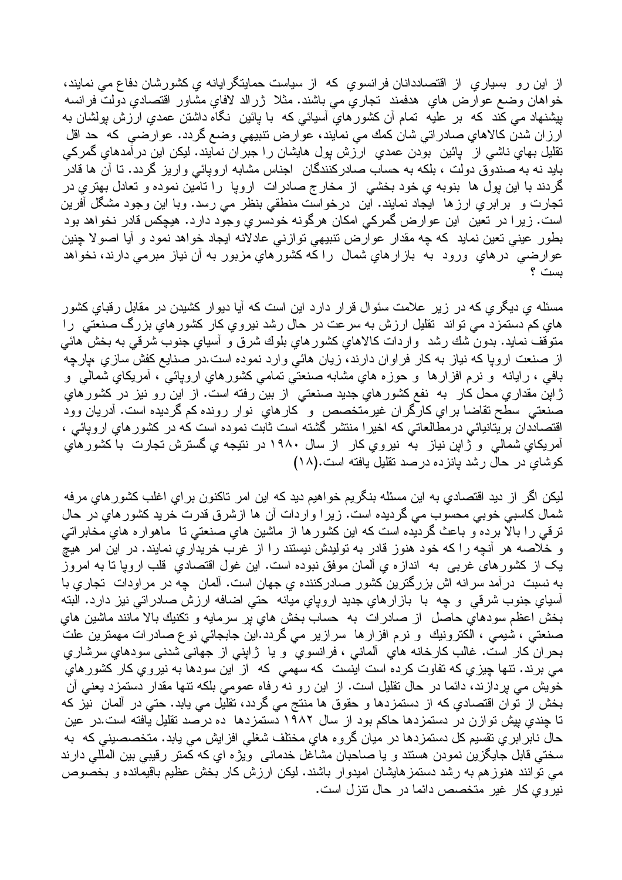از این رو بسیاري از اقتصاددانان فرانسوي که از سیاست حمایتگرایانه ي کشورشان دفاع مي نمایند، خواهان وضع عوارض هاي هدفمند تجاري مي باشند. مثلا ژرالد لافاي مشاور اقتصادي دولت فرانسه پیشنهاد مي کند که بر علیه تمام آن کشورهاي آسیائي که با پائین نگاه داشتن عمدي ارزش پولشان به ارزان شدن کالاهاي صادراتي شان کمك مي نمایند، عوارض تنبیهي وضع گردد. عوارضي که حد اقل تقلیل بهاي ناشي از پائین بودن عمدي ارزش پول هایشان را جبران نمایند. لیکن این درآمدهاي گمرکي باید نه به صندوق دولت ، بلکه به حساب صادرکنندگان اجناس مشابه اروپائي واریز گردد. تا آن ها قادر گردند با این پول ها بنوبه ي خود بخشي از مخارج صادرات اروپا را تامین نموده و تعادل بهتري در تجارت و برابري ارزها ایجاد نمایند. این درخواست منطقي بنظر مي رسد. وبا این وجود مشگل آفرین است. زیرا در تعین این عوارض گمرکي امکان هرگونه خودسري وجود دارد. هیچکس قادر نخواهد بود بطور عیني تعین نماید که چه مقدار عوارض تنبیهي توازني عادلانه ایجاد خواهد نمود و آیا اصولا چنین عوارضي درهاي ورود به بازارهاي شمال را که کشورهاي مزبور به آن نیاز مبرمي دارند، نخواهد بست ؟

مسئله ي دیگري که در زیر علامت سئوال قرار دارد این است که آیا دیوار کشیدن در مقابل رقباي کشور هاي کم دستمزد مي تواند تقلیل ارزش به سرعت در حال رشد نیروي کار کشورهاي بزرگ صنعتي را متوقف نماید. بدون شك رشد واردات کالاهاي کشورهاي بلوك شرق و آسیاي جنوب شرقي به بخش هائي از صنعت اروپا که نیاز به کار فراوان دارند، زیان هائي وارد نموده است.در صنایع کفش سازي ،پارچه بافي ، رایانه و نرم افزارها و حوزه هاي مشابه صنعتي تمامي کشورهاي اروپائي ، آمریکاي شمالي و ژاپن مقداري محل کار به نفع کشورهاي جدید صنعتي از بین رفته است. از این رو نیز در کشورهاي صنعتي سطح تقاضا براي کارگران غیرمتخصص و کارهاي نوار رونده کم گردیده است. آدریان وود اقتصاددان بریتانیائي درمطالعاتي که اخیرا منتشر گشته است ثابت نموده است که در کشورهاي اروپائي ، آمریکاي شمالي و ژاپن نیاز به نیروي کار از سال ۱۹۸۰ در نتیجه ي گسترش تجارت با کشورهاي کوشاي در حال رشد پانزده درصد تقلیل یافته است.(۱۸)

لیکن اگر از دید اقتصادي به این مسئله بنگریم خواهیم دید که این امر تاکنون براي اغلب کشورهاي مرفه شمال کاسبي خوبي محسوب مي گردیده است. زیرا واردات آن ها ازشرق قدرت خرید کشورهاي در حال ترقي را بالا برده و باعث گردیده است که این کشورها از ماشین هاي صنعتي تا ماهواره هاي مخابراتي و خلاصه هر آنچه را که خود هنوز قادر به تولیدش نیستند را از غرب خریداري نمایند. در این امر هیچ یک از کشورهای غربی به اندازه ي آلمان موفق نبوده است. این غول اقتصادي قلب اروپا تا به امروز به نسبت درآمد سرانه اش بزرگترین کشور صادرکننده ي جهان است. آلمان چه در مراودات تجاري با آسیاي جنوب شرقي و چه با بازارهاي جدید اروپاي میانه حتي اضافه ارزش صادراتي نیز دارد. البته بخش اعظم سودهاي حاصل از صادرات به حساب بخش هاي پر سرمایه و تکنیك بالا مانند ماشین هاي صنعتي ، شیمي ، الکترونیك و نرم افزارها سرازیر مي گردد.این جابجائي نوع صادرات مهمترین علت بحران کار است. غالب کارخانه هاي آلماني ، فرانسوي و یا ژاپني از جهانی شدنی سودهاي سرشاري مي برند. تنها چیزي که تفاوت کرده است اینست که سهمي که از این سودها به نیروي کار کشورهاي خویش مي پردازند، دائما در حال تقلیل است. از این رو نه رفاه عمومي بلکه تنها مقدار دستمزد یعني آن بخش از توان اقتصادي که از دستمزدها و حقوق ها منتج مي گردد، تقلیل مي یابد. حتي در آلمان نیز که تا چندي پیش توازن در دستمزدها حاکم بود از سال ۱۹۸۲ دستمزدها ده درصد تقلیل یافته است.در عین حال نابرابري تقسیم کل دستمزدها در میان گروه هاي مختلف شغلي افزایش مي یابد. متخصصیني که به سختي قابل جایگزین نمودن هستند و یا صاحبان مشاغل خدماتی ویژه اي که کمتر رقیبي بین المللي دارند مي توانند هنوزهم به رشد دستمزهایشان امیدوار باشند. لیکن ارزش کار بخش عظیم باقیمانده و بخصوص نیروي کار غیر متخصص دائما در حال تنزل است.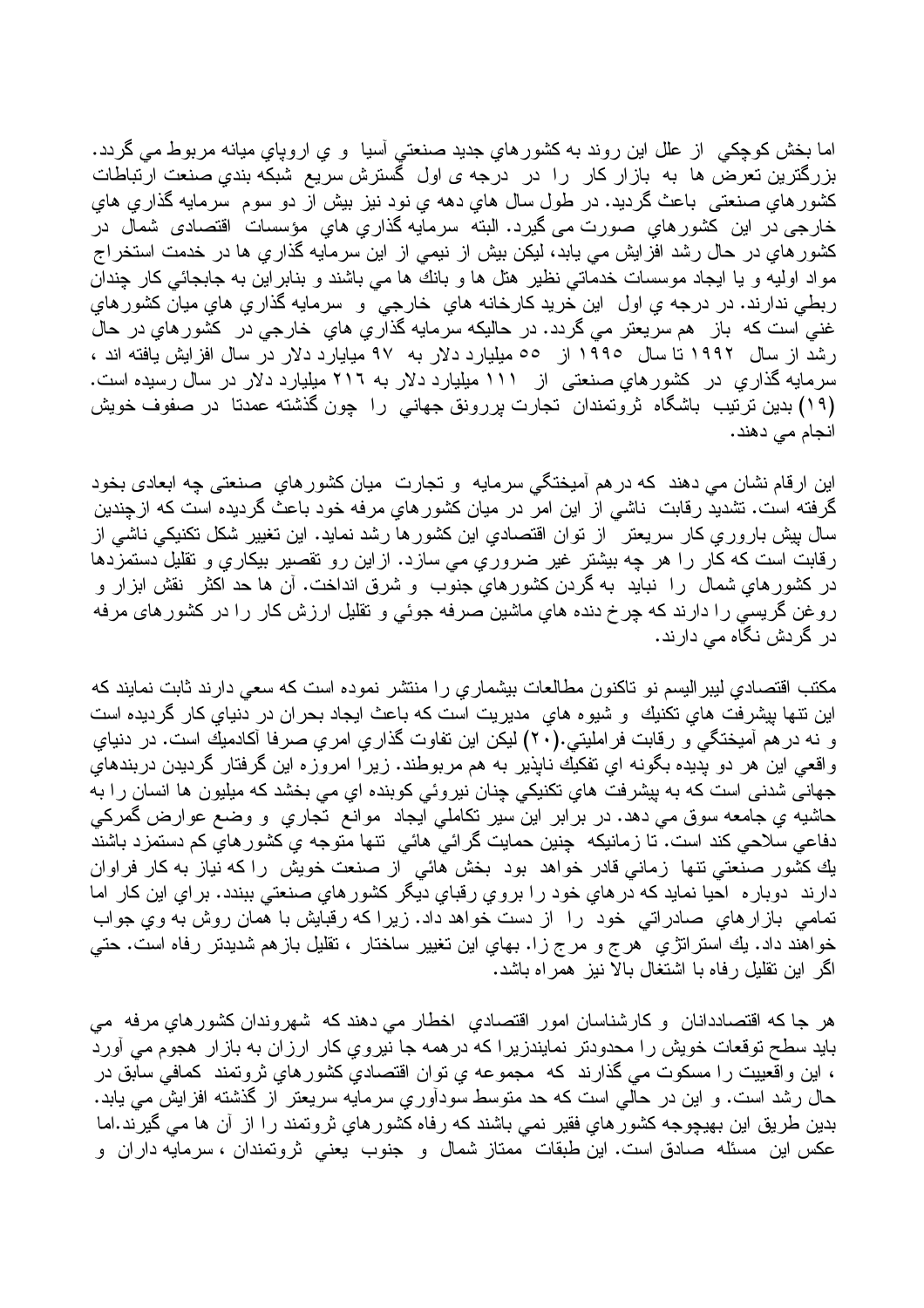اما بخش كوچكي از علل اين روند به كشورهاي جديد صنعتي آسيا و ي اروپاي ميانه مربوط مي گردد. بزرگترين تعرض ها به بازار كار را در درجه ی اول گسترش سريع شبكه بندي صنعت ارتباطات كشورهاي صنعتی باعث گرديد. در طول سال هاي دهه ي نود نيز بيش از دو سوم سرمايه گذاري هاي خارجي در اين كشورهاي صورت می گيرد. البته سرمايه گذاري هاي مؤسسات اقتصادی شمال در كشورهاي در حال رشد افزايش مي يابد، ليكن بيش از نيمي از اين سرمايه گذاري ها در خدمت استخراج مواد اوليه و يا ايجاد موسسات خدماتي نظير هتل ها و بانك ها مي باشند و بنابراين به جابجائي كار چندان ربطي ندارند. در درجه ي اول اين خريد كارخانه هاي خارجي و سرمايه گذاري هاي ميان كشورهاي غني است كه باز هم سريعتر مي گردد. در حاليكه سرمايه گذاري هاي خارجي در كشورهاي در حال رشد از سال ۱۹۹۲ تا سال ۱۹۹۵ از ۵۵ ميليارد دلار به ۹۷ ميليارد دلار در سال افزايش يافته اند ، سرمايه گذاري در كشورهاي صنعتی از ۱۱۱ ميليارد دلار به ۲۱۶ ميليارد دلار در سال رسيده است. (۱۹) بدين ترتيب باشگاه ثروتمندان تجارت پررونق جهاني را چون گذشته عمدتا در صفوف خويش انجام مي دهند.

اين ارقام نشان مي دهند كه درهم آميختگي سرمايه و تجارت ميان كشورهاي صنعتی چه ابعادی بخود گرفته است. تشديد رقابت ناشي از اين امر در ميان كشورهاي مرفه خود باعث گرديده است كه ازچندين سال پيش باروري كار سريعتر از توان اقتصادي اين كشورها رشد نمايد. اين تغيير شكل تكنيكي ناشي از رقابت است كه كار را هر چه بيشتر غير ضروري مي سازد. ازاين رو تقصير بيكاري و تقليل دستمزدها در كشورهاي شمال را نبايد به گردن كشورهاي جنوب و شرق انداخت. آن ها حد اكثر نقش ابزار و روغن گريسي را دارند كه چرخ دنده هاي ماشين صرفه جوئي و تقليل ارزش كار را در كشورهای مرفه در گردش نگاه مي دارند.

مكتب اقتصادي ليبراليسم نو تاكنون مطالعات بيشماري را منتشر نموده است كه سعي دارند ثابت نمايند كه اين تنها پيشرفت هاي تكنيك و شيوه هاي مديريت است كه باعث ايجاد بحران در دنياي كار گرديده است و نه درهم آميختگي و رقابت فراملیتي.(۲۰) ليكن اين تفاوت گذاري امري صرفا آكادميك است. در دنياي واقعي اين هر دو پديده بگونه اي تفكيك ناپذير به هم مربوطند. زيرا امروزه اين گرفتار گرديدن دربندهاي جهانی شدنی است كه به پيشرفت هاي تكنيكي چنان نيروئي كوبنده اي مي بخشد كه ميليون ها انسان را به حاشيه ي جامعه سوق مي دهد. در برابر اين سير تكاملي ايجاد موانع تجاري و وضع عوارض گمركي دفاعي سلاحي كند است. تا زمانيكه چنين حمايت گرائي هائي تنها متوجه ي كشورهاي كم دستمزد باشند يك كشور صنعتي تنها زماني قادر خواهد بود بخش هائي از صنعت خويش را كه نياز به كار فراوان دارند دوباره احيا نمايد كه درهاي خود را بروي رقباي ديگر كشورهاي صنعتي ببندد. براي اين كار اما تمامي بازارهاي صادراتي خود را از دست خواهد داد. زيرا كه رقبايش با همان روش به وي جواب خواهند داد. يك استراتژي هرج و مرج زا. بهاي اين تغيير ساختار ، تقليل بازهم شديدتر رفاه است. حتي اگر اين تقليل رفاه با اشتغال بالا نيز همراه باشد.

هر جا كه اقتصاددانان و كارشناسان امور اقتصادي اخطار مي دهند كه شهروندان كشورهاي مرفه مي بايد سطح توقعات خويش را محدودتر نمايندزيرا كه درهمه جا نيروي كار ارزان به بازار هجوم مي آورد ، اين واقعييت را مسكوت مي گذارند كه مجموعه ي توان اقتصادي كشورهاي ثروتمند كمافي سابق در حال رشد است. و اين در حالي است كه حد متوسط سودآوري سرمايه سريعتر از گذشته افزايش مي يابد. بدين طريق اين بهيچوجه كشورهاي فقير نمي باشند كه رفاه كشورهاي ثروتمند را از آن ها مي گيرند.اما عكس اين مسئله صادق است. اين طبقات ممتاز شمال و جنوب يعني ثروتمندان ، سرمايه داران و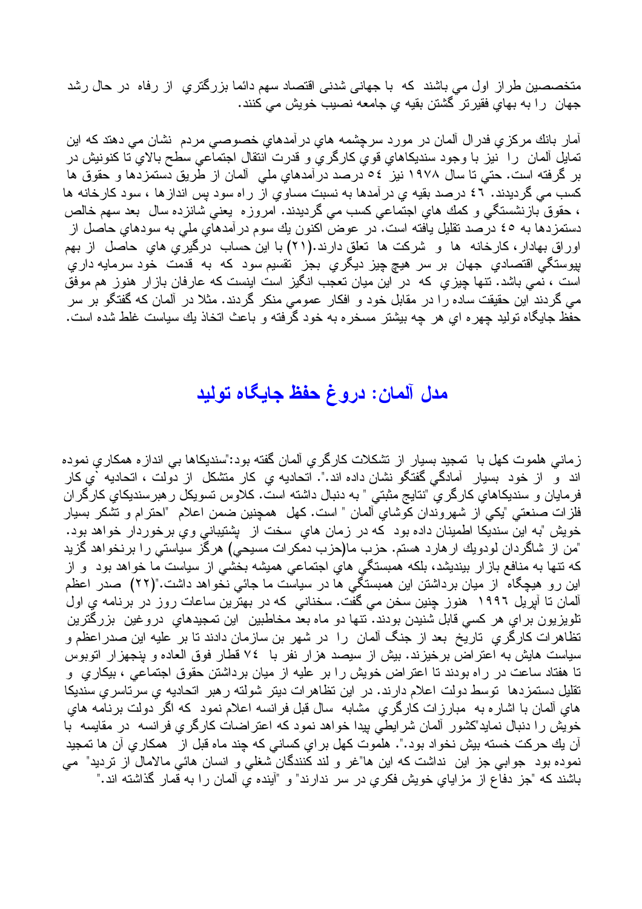متخصصين طراز اول مي باشند كه با جهاني شدني اقتصاد سهم دائما بزرگتري از رفاه در حال رشد جهان را به بهاي فقيرتر گشتن بقيه ي جامعه نصيب خويش مي كنند.

آمار بانك مركزي فدرال آلمان در مورد سرچشمه هاي درآمدهاي خصوصي مردم نشان مي دهند كه اين تمايل آلمان را نيز با وجود سنديكاهاي قوي كارگري و قدرت انتقال اجتماعي سطح بالاي تا كنونيش در بر گرفته است. حتي تا سال ١٩٧٨ نيز ٥٤ درصد درآمدهاي ملي آلمان از طريق دستمزدها و حقوق ها كسب مي گرديدند. ٤٦ درصد بقيه ي درآمدها به نسبت مساوي از راه سود پس اندازها ، سود كارخانه ها ، حقوق بازنشستگي و كمك هاي اجتماعي كسب مي گرديدند. امروزه يعني شانزده سال بعد سهم خالص دستمزدها به ٤٥ درصد تقليل يافته است. در عوض اكنون يك سوم درآمدهاي ملي به سودهاي حاصل از اوراق بهادار، كارخانه ها و شركت ها تعلق دارند.(٢١) با اين حساب درگيري هاي حاصل از بهم پيوستگي اقتصادي جهان بر سر هيچ چيز ديگري بجز تقسيم سود كه به قدمت خود سرمايه داري است ، نمي باشد. تنها چيزي كه در اين ميان تعجب انگيز است اينست كه عارفان بازار هنوز هم موفق مي گردند اين حقيقت ساده را در مقابل خود و افكار عمومي منكر گردند. مثلا در آلمان كه گفتگو بر سر حفظ جايگاه توليد چهره اي هر چه بيشتر مسخره به خود گرفته و باعث اتخاذ يك سياست غلط شده است.

## مدل آلمان: دروغ حفظ جايگاه توليد

زماني هلموت كهل با تمجيد بسيار از تشكلات كارگري آلمان گفته بود:"سنديكاها بي اندازه همكاري نموده اند و از خود بسيار آمادگي گفتگو نشان داده اند.". اتحاديه ي كار متشكل از دولت ، اتحاديه ي كار فرمايان و سنديكاهاي كارگري "نتايج مثبتي " به دنبال داشته است. كلاوس تسويكل رهبرسنديكاي كارگران فلزات صنعتي "يكي از شهروندان كوشاي آلمان " است. كهل همچنين ضمن اعلام "احترام و تشكر بسيار خويش "به اين سنديكا اطمينان داده بود كه در زمان هاي سخت از پشتيباني وي برخوردار خواهد بود. "من از شاگردان لودويك ارهارد هستم. حزب ما(حزب دمكرات مسيحي) هرگز سياستي را برنخواهد گزيد كه تنها به منافع بازار بينديشد، بلكه همبستگي هاي اجتماعي هميشه بخشي از سياست ما خواهد بود و از اين رو هيچگاه از ميان برداشتن اين همبستگي ها در سياست ما جائي نخواهد داشت."(٢٢) صدر اعظم آلمان تا آپريل ١٩٩٦ هنوز چنين سخن مي گفت. سخناني كه در بهترين ساعات روز در برنامه ي اول تلويزيون براي هر كسي قابل شنيدن بودند. تنها دو ماه بعد مخاطبين اين تمجيدهاي دروغين بزرگترين تظاهرات كارگري تاريخ بعد از جنگ آلمان را در شهر بن سازمان دادند تا بر عليه اين صدراعظم و سياست هايش به اعتراض برخيزند. بيش از سيصد هزار نفر با ٧٤ قطار فوق العاده و پنجهزار اتوبوس تا هفتاد ساعت در راه بودند تا اعتراض خويش را بر عليه از ميان برداشتن حقوق اجتماعي ، بيكاري و تقليل دستمزدها توسط دولت اعلام دارند. در اين تظاهرات ديتر شولته رهبر اتحاديه ي سرتاسري سنديكا هاي آلمان با اشاره به مبارزات كارگري مشابه سال قبل فرانسه اعلام نمود كه اگر دولت برنامه هاي خويش را دنبال نمايد"كشور آلمان شرايطي پيدا خواهد نمود كه اعتراضات كارگري فرانسه در مقايسه با آن يك حركت خسته بيش نخواد بود.". هلموت كهل براي كساني كه چند ماه قبل از همكاري آن ها تمجيد نموده بود جوابي جز اين نداشت كه اين ها"غر و لند كنندگان شغلي و انسان هائي مالامال از ترديد" مي باشند كه "جز دفاع از مزاياي خويش فكري در سر ندارند" و "آينده ي آلمان را به قمار گذاشته اند."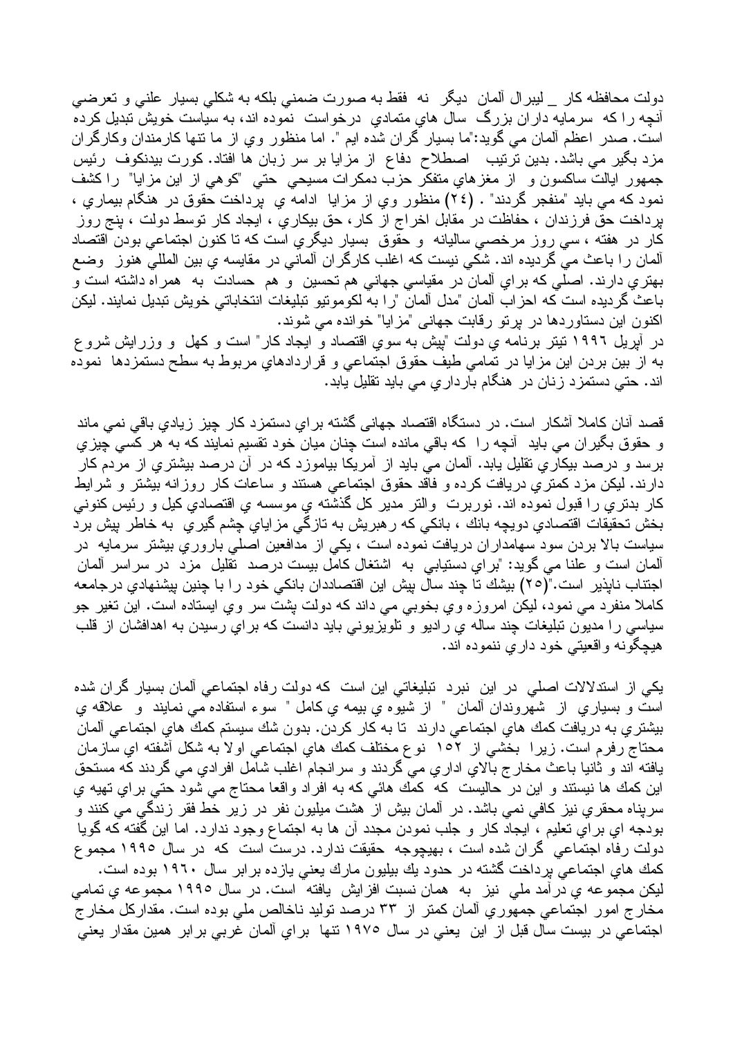دولت محافظه کار _ ليبرال آلمان ديگر نه فقط به صورت ضمني بلكه به شكلي بسيار علني و تعرضي آنچه را كه سرمايه داران بزرگ سال هاي متمادي درخواست نموده اند، به سياست خويش تبديل كرده است. صدر اعظم آلمان مي گويد:"ما بسيار گران شده ايم ". اما منظور وي از ما تنها كارمندان وكارگران مزد بگير مي باشد. بدين ترتيب اصطلاح دفاع از مزايا بر سر زبان ها افتاد. كورت بيدنكوف رئيس جمهور ايالت ساكسون و از مغزهاي متفكر حزب دمكرات مسيحي حتي "كوهي از اين مزايا" را كشف نمود كه مي بايد "منفجر گردند" . (٢٤) منظور وي از مزايا ادامه ي پرداخت حقوق در هنگام بيماري ، پرداخت حق فرزندان ، حفاظت در مقابل اخراج از كار، حق بيكاري ، ايجاد كار توسط دولت ، پنج روز كار در هفته ، سي روز مرخصي ساليانه و حقوق بسيار ديگري است كه تا كنون اجتماعي بودن اقتصاد آلمان را باعث مي گرديده اند. شكي نيست كه اغلب كارگران آلماني در مقايسه ي بين المللي هنوز وضع بهتري دارند. اصلي كه براي آلمان در مقياسي جهاني هم تحسين و هم حسادت به همراه داشته است و باعث گرديده است كه احزاب آلمان "مدل آلمان "را به لكوموتيو تبليغات انتخاباتي خويش تبديل نمايند. ليكن اكنون اين دستاوردها در پرتو رقابت جهاني "مزايا" خوانده مي شوند.

در آپريل ١٩٩٦ تيتر برنامه ي دولت "پيش به سوي اقتصاد و ايجاد كار" است و كهل و وزرايش شروع به از بين بردن اين مزايا در تمامي طيف حقوق اجتماعي و قراردادهاي مربوط به سطح دستمزدها نموده اند. حتي دستمزد زنان در هنگام بارداري مي بايد تقليل يابد.

قصد آنان كاملا آشكار است. در دستگاه اقتصاد جهاني گشته براي دستمزد كار چيز زيادي باقي نمي ماند و حقوق بگيران مي بايد آنچه را كه باقي مانده است چنان ميان خود تقسيم نمايند كه به هر كسي چيزي برسد و درصد بيكاري تقليل يابد. آلمان مي بايد از آمريكا بياموزد كه در آن درصد بيشتري از مردم كار دارند. ليكن مزد كمتري دريافت كرده و فاقد حقوق اجتماعي هستند و ساعات كار روزانه بيشتر و شرايط كار بدتري را قبول نموده اند. نوربرت والتر مدير كل گذشته ي موسسه ي اقتصادي كيل و رئيس كنوني بخش تحقيقات اقتصادي دويچه بانك ، بانكي كه رهبريش به تازگي مزاياي چشم گيري به خاطر پيش برد سياست بالا بردن سود سهامداران دريافت نموده است ، يكي از مدافعين اصلي باروري بيشتر سرمايه در آلمان است و علنا مي گويد: "براي دستيابي به اشتغال كامل بيست درصد تقليل مزد در سراسر آلمان اجتناب ناپذير است."(٢٥) بيشك تا چند سال پيش اين اقتصاددان بانكي خود را با چنين پيشنهادي درجامعه كاملا منفرد مي نمود، ليكن امروزه وي بخوبي مي داند كه دولت پشت سر وي ايستاده است. اين تغير جو سياسي را مديون تبليغات چند ساله ي راديو و تلويزيوني بايد دانست كه براي رسيدن به اهدافشان از قلب هيچگونه واقعيتي خود داري ننموده اند.

يكي از استدلالات اصلي در اين نبرد تبليغاتي اين است كه دولت رفاه اجتماعي آلمان بسيار گران شده است و بسياري از شهروندان آلمان " از شيوه ي بيمه ي كامل " سوء استفاده مي نمايند و علاقه ي بيشتري به دريافت كمك هاي اجتماعي دارند تا به كار كردن. بدون شك سيستم كمك هاي اجتماعي آلمان محتاج رفرم است. زيرا بخشي از ١٥٢ نوع مختلف كمك هاي اجتماعي اولا به شكل آشفته اي سازمان يافته اند و ثانيا باعث مخارج بالاي اداري مي گردند و سرانجام اغلب شامل افرادي مي گردند كه مستحق اين كمك ها نيستند و اين در حاليست كه كمك هائي كه به افراد واقعا محتاج مي شود حتي براي تهيه ي سرپناه محقري نيز كافي نمي باشد. در آلمان بيش از هشت ميليون نفر در زير خط فقر زندگي مي كنند و بودجه اي براي تعليم ، ايجاد كار و جلب نمودن مجدد آن ها به اجتماع وجود ندارد. اما اين گفته كه گويا دولت رفاه اجتماعي گران شده است ، بهيچوجه حقيقت ندارد. درست است كه در سال ١٩٩٥ مجموع كمك هاي اجتماعي پرداخت گشته در حدود يك بيليون مارك يعني يازده برابر سال ١٩٦٠ بوده است. ليكن مجموعه ي درآمد ملي نيز به همان نسبت افزايش يافته است. در سال ١٩٩٥ مجموعه ي تمامي مخارج امور اجتماعي جمهوري آلمان كمتر از ٣٣ درصد توليد ناخالص ملي بوده است. مقداركل مخارج اجتماعي در بيست سال قبل از اين يعني در سال ١٩٧٥ تنها براي آلمان غربي برابر همين مقدار يعني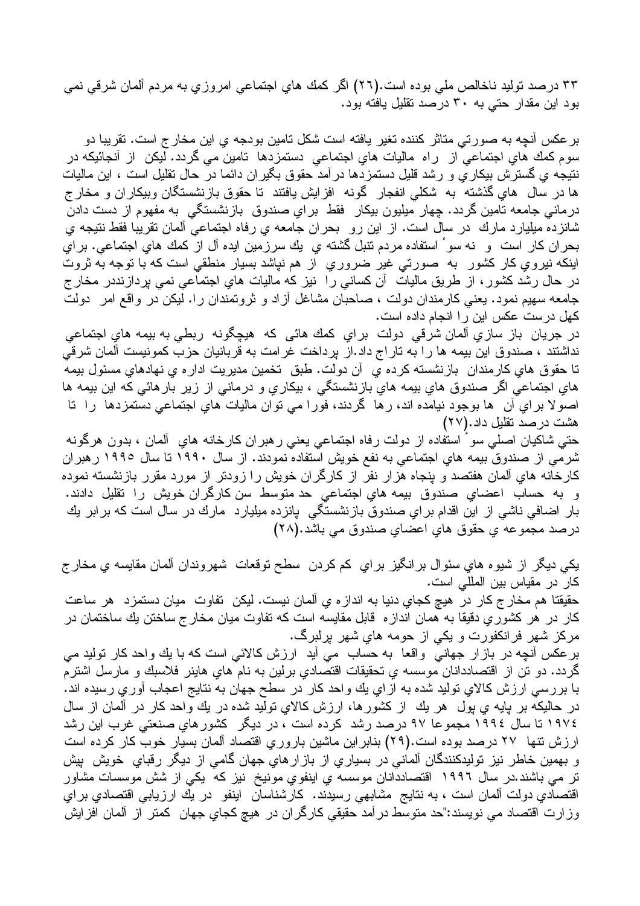۳۳ درصد توليد ناخالص ملي بوده است.(۲٦) اگر كمك هاي اجتماعي امروزي به مردم آلمان شرقي نمي بود اين مقدار حتي به ۳۰ درصد تقليل يافته بود.

برعكس آنچه به صورتي متاثر كننده تغير يافته است شكل تامين بودجه ي اين مخارج است. تقريبا دو سوم كمك هاي اجتماعي از راه ماليات هاي اجتماعي دستمزدها تامين مي گردد. ليكن از آنجائيكه در نتيجه ي گسترش بيكاري و رشد قليل دستمزدها درآمد حقوق بگيران دائما در حال تقليل است ، اين ماليات ها در سال هاي گذشته به شكلي انفجار گونه افزايش يافتند تا حقوق بازنشستگان وبيكاران و مخارج درماني جامعه تامين گردد. چهار ميليون بيكار فقط براي صندوق بازنشستگي به مفهوم از دست دادن شانزده ميليارد مارك در سال است. از اين رو بحران جامعه ي رفاه اجتماعي آلمان تقريبا فقط نتيجه ي بحران كار است و نه سوء استفاده مردم تنبل گشته ي يك سرزمين ايده آل از كمك هاي اجتماعي. براي اينكه نيروي كار كشور به صورتي غير ضروري از هم نپاشد بسيار منطقي است كه با توجه به ثروت در حال رشد كشور، از طريق ماليات آن كساني را نيز كه ماليات هاي اجتماعي نمي پردازنددر مخارج جامعه سهيم نمود. يعني كارمندان دولت ، صاحبان مشاغل آزاد و ثروتمندان را. ليكن در واقع امر دولت كهل درست عكس اين را انجام داده است.

در جريان باز سازي آلمان شرقي دولت براي كمك هائي كه هيچگونه ربطي به بيمه هاي اجتماعي نداشتند ، صندوق اين بيمه ها را به تاراج داد.از پرداخت غرامت به قربانيان حزب كمونيست آلمان شرقي تا حقوق هاي كارمندان بازنشسته كرده ي آن دولت. طبق تخمين مديريت اداره ي نهادهاي مسئول بيمه هاي اجتماعي اگر صندوق هاي بيمه هاي بازنشستگي ، بيكاري و درماني از زير بارهائي كه اين بيمه ها اصولا براي آن ها بوجود نيامده اند، رها گردند، فورا مي توان ماليات هاي اجتماعي دستمزدها را تا هشت درصد تقليل داد.(۲۷)

حتي شاكيان اصلي سوء استفاده از دولت رفاه اجتماعي يعني رهبران كارخانه هاي آلمان ، بدون هرگونه شرمي از صندوق بيمه هاي اجتماعي به نفع خويش استفاده نمودند. از سال ۱۹۹۰ تا سال ۱۹۹۵ رهبران كارخانه هاي آلمان هفتصد و پنجاه هزار نفر از كارگران خويش را زودتر از مورد مقرر بازنشسته نموده و به حساب اعضاي صندوق بيمه هاي اجتماعي حد متوسط سن كارگران خويش را تقليل دادند. بار اضافي ناشي از اين اقدام براي صندوق بازنشستگي پانزده ميليارد مارك در سال است كه برابر يك درصد مجموعه ي حقوق هاي اعضاي صندوق مي باشد.(۲۸)

يكي ديگر از شيوه هاي سئوال برانگيز براي كم كردن سطح توقعات شهروندان آلمان مقايسه ي مخارج كار در مقياس بين المللي است.

حقيقتا هم مخارج كار در هيچ كجاي دنيا به اندازه ي آلمان نيست. ليكن تفاوت ميان دستمزد هر ساعت كار در هر كشوري دقيقا به همان اندازه قابل مقايسه است كه تفاوت ميان مخارج ساختن يك ساختمان در مركز شهر فرانكفورت و يكي از حومه هاي شهر پرلبرگ.

برعكس آنچه در بازار جهاني واقعا به حساب مي آيد ارزش كالائي است كه با يك واحد كار توليد مي گردد. دو تن از اقتصاددانان موسسه ي تحقيقات اقتصادي برلين به نام هاي هاينر فلاسبك و مارسل اشترم با بررسي ارزش كالاي توليد شده به ازاي يك واحد كار در سطح جهان به نتايج اعجاب آوري رسيده اند. در حاليكه بر پايه ي پول هر يك از كشورها، ارزش كالاي توليد شده در يك واحد كار در آلمان از سال ۱۹۷٤ تا سال ۱۹۹٤ مجموعا ۹۷ درصد رشد كرده است ، در ديگر كشورهاي صنعتي غرب اين رشد ارزش تنها ۲۷ درصد بوده است.(۲۹) بنابراين ماشين باروري اقتصاد آلمان بسيار خوب كار كرده است و بهمين خاطر نيز توليدكنندگان آلماني در بسياري از بازارهاي جهان گامي از ديگر رقباي خويش پيش تر مي باشند.در سال ۱۹۹٦ اقتصاددانان موسسه ي اينفوي مونيخ نيز كه يكي از شش موسسات مشاور اقتصادي دولت آلمان است ، به نتايج مشابهي رسيدند. كارشناسان اينفو در يك ارزيابي اقتصادي براي وزارت اقتصاد مي نويسند:"حد متوسط درآمد حقيقي كارگران در هيچ كجاي جهان كمتر از آلمان افزايش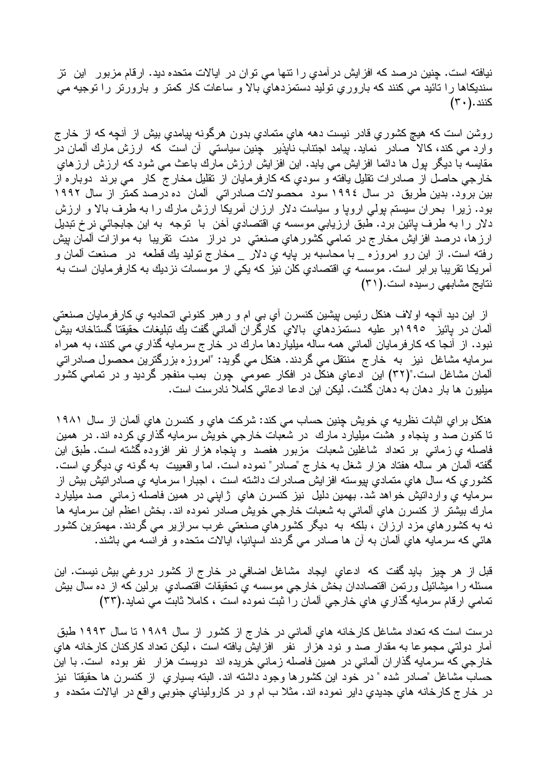نيافته است. چنين درصد که افزايش درآمدي را تنها مي توان در ايالات متحده ديد. ارقام مزبور اين تز سنديکاها را تائيد مي کنند که باروري توليد دستمزدهاي بالا و ساعات کار کمتر و باورتر را توجيه مي کنند.(۳۰)

روشن است که هيچ کشوري قادر نيست دهه هاي متمادي بدون هرگونه پيامدي بيش از آنچه که از خارج وارد مي کند، کالا صادر نمايد. پيامد اجتناب ناپذير چنين سياستي آن است که ارزش مارك آلمان در مقايسه با ديگر پول ها دائما افزايش مي يابد. اين افزايش ارزش مارك باعث مي شود که ارزش ارزهاي خارجي حاصل از صادرات تقليل يافته و سودي که کارفرمايان از تقليل مخارج کار مي برند دوباره از بين برود. بدين طريق در سال ۱۹۹٤ سود محصولات صادراتي آلمان ده درصد کمتر از سال ۱۹۹۲ بود. زيرا بحران سيستم پولي اروپا و سياست دلار ارزان آمريکا ارزش مارك را به طرف بالا و ارزش دلار را به طرف پائين برد. طبق ارزيابي موسسه ي اقتصادي آخن با توجه به اين جابجائي نرخ تبديل ارزها، درصد افزايش مخارج در تمامي کشورهاي صنعتي در دراز مدت تقريبا به موازات آلمان پيش رفته است. از اين رو امروزه _ با محاسبه بر پايه ي دلار _ مخارج توليد يك قطعه در صنعت آلمان و آمريکا تقريبا برابر است. موسسه ي اقتصادي کلن نيز که يکي از موسسات نزديك به کارفرمايان است به نتايج مشابهي رسيده است.(۳۱)

از اين ديد آنچه اولاف هنکل رئيس پيشين کنسرن آي بي ام و رهبر کنوني اتحاديه ي کارفرمايان صنعتي آلمان در پائيز ۱۹۹۵بر عليه دستمزدهاي بالاي کارگران آلماني گفت يك تبليغات حقيقتا گستاخانه بيش نبود. از آنجا که کارفرمايان آلماني همه ساله ميلياردها مارك در خارج سرمايه گذاري مي کنند، به همراه سرمايه مشاغل نيز به خارج منتقل مي گردند. هنکل مي گويد: "امروزه بزرگترين محصول صادراتي آلمان مشاغل است."(۳۲) اين ادعاي هنکل در افکار عمومي چون بمب منفجر گرديد و در تمامي کشور ميليون ها بار دهان به دهان گشت. ليکن اين ادعا ادعائي کاملا نادرست است.

هنکل براي اثبات نظريه ي خويش چنين حساب مي کند: شرکت هاي و کنسرن هاي آلمان از سال ۱۹۸۱ تا کنون صد و پنجاه و هشت ميليارد مارك در شعبات خارجي خويش سرمايه گذاري کرده اند. در همين فاصله ي زماني بر تعداد شاغلين شعبات مزبور هفصد و پنجاه هزار نفر افزوده گشته است. طبق اين گفته آلمان هر ساله هفتاد هزار شغل به خارج "صادر" نموده است. اما واقعييت به گونه ي ديگري است. کشوري که سال هاي متمادي پيوسته افزايش صادرات داشته است ، اجبارا سرمايه ي صادراتيش بيش از سرمايه ي وارداتيش خواهد شد. بهمين دليل نيز کنسرن هاي ژاپني در همين فاصله زماني صد ميليارد مارك بيشتر از کنسرن هاي آلماني به شعبات خارجي خويش صادر نموده اند. بخش اعظم اين سرمايه ها نه به کشورهاي مزد ارزان ، بلکه به ديگر کشورهاي صنعتي غرب سرازير مي گردند. مهمترين کشور هائي که سرمايه هاي آلمان به آن ها صادر مي گردند اسپانيا، ايالات متحده و فرانسه مي باشند.

قبل از هر چيز بايد گفت که ادعاي ايجاد مشاغل اضافي در خارج از کشور دروغي بيش نيست. اين مسئله را ميشائيل ورتمن اقتصاددان بخش خارجي موسسه ي تحقيقات اقتصادي برلين که از ده سال بيش تمامي ارقام سرمايه گذاري هاي خارجي آلمان را ثبت نموده است ، کاملا ثابت مي نمايد.(۳۳)

درست است که تعداد مشاغل کارخانه هاي آلماني در خارج از کشور از سال ۱۹۸۹ تا سال ۱۹۹۳ طبق آمار دولتي مجموعا به مقدار صد و نود هزار نفر افزايش يافته است ، ليکن تعداد کارکنان کارخانه هاي خارجي که سرمايه گذاران آلماني در همين فاصله زماني خريده اند دويست هزار نفر بوده است. با اين حساب مشاغل "صادر شده " در خود اين کشورها وجود داشته اند. البته بسياري از کنسرن ها حقيقتا نيز در خارج کارخانه هاي جديدي داير نموده اند. مثلا ب ام و در کاروليناي جنوبي واقع در ايالات متحده و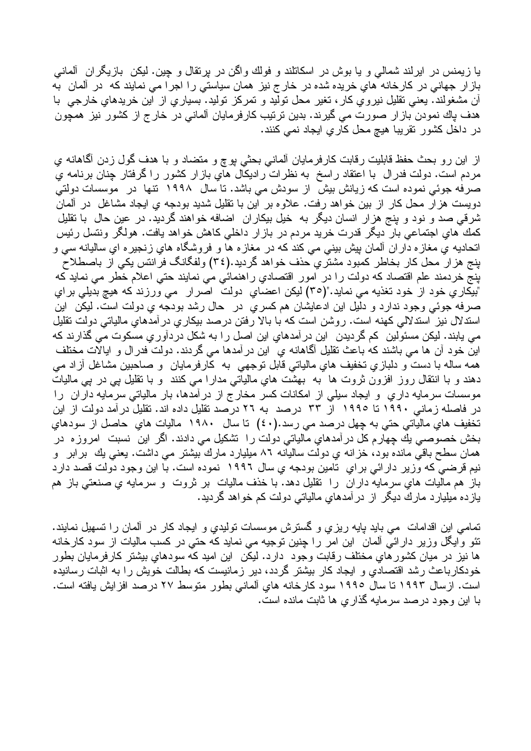يا زيمنس در ايرلند شمالي و يا بوش در اسكاتلند و فولك واگن در پرتقال و چين. ليكن بازيگران آلماني بازار جهاني در كارخانه هاي خريده شده در خارج نيز همان سياستي را اجرا مي نمايند كه در آلمان به آن مشغولند. يعني تقليل نيروي كار، تغير محل توليد و تمركز توليد. بسياري از اين خريدهاي خارجي با هدف پاك نمودن بازار صورت مي گيرند. بدين ترتيب كارفرمايان آلماني در خارج از كشور نيز همچون در داخل كشور تقريبا هيچ محل كاري ايجاد نمي كنند.

از اين رو بحث حفظ قابليت رقابت كارفرمايان آلماني بحثي پوچ و متضاد و با هدف گول زدن آگاهانه ي مردم است. دولت فدرال با اعتقاد راسخ به نظرات راديكال هاي بازار كشور را گرفتار چنان برنامه ي صرفه جوئي نموده است كه زيانش بيش از سودش مي باشد. تا سال ۱۹۹۸ تنها در موسسات دولتي دويست هزار محل كار از بين خواهد رفت. علاوه بر اين با تقليل شديد بودجه ي ايجاد مشاغل در آلمان شرقي صد و نود و پنج هزار انسان ديگر به خيل بيكاران اضافه خواهند گرديد. در عين حال با تقليل كمك هاي اجتماعي بار ديگر قدرت خريد مردم در بازار داخلي كاهش خواهد يافت. هولگر ونتسل رئيس اتحاديه ي مغازه داران آلمان پيش بيني مي كند كه در مغازه ها و فروشگاه هاي زنجيره اي ساليانه سي و پنج هزار محل كار بخاطر كمبود مشتري حذف خواهد گرديد.(۳٤) ولفگانگ فرانتس يكي از باصطلاح پنج خردمند علم اقتصاد كه دولت را در امور اقتصادي راهنمائي مي نمايند حتي اعلام خطر مي نمايد كه "بيكاري خود از خود تغذيه مي نمايد."(۳٥) ليكن اعضاي دولت اصرار مي ورزند كه هيچ بديلي براي صرفه جوئي وجود ندارد و دليل اين ادعايشان هم كسري در حال رشد بودجه ي دولت است. ليكن اين استدلال نيز استدلالي كهنه است. روشن است كه با بالا رفتن درصد بيكاري درآمدهاي مالياتي دولت تقليل مي يابند. ليكن مسئولين كم گرديدن اين درآمدهاي اين اصل را به شكل دردآوري مسكوت مي گذارند كه اين خود آن ها مي باشند كه باعث تقليل آگاهانه ي اين درآمدها مي گردند. دولت فدرال و ايالات مختلف همه ساله با دست و دلبازي تخفيف هاي مالياتي قابل توجهي به كارفرمايان و صاحبين مشاغل آزاد مي دهند و با انتقال روز افزون ثروت ها به بهشت هاي مالياتي مدارا مي كنند و با تقليل پي در پي ماليات موسسات سرمايه داري و ايجاد سيلي از امكانات كسر مخارج از درآمدها، بار مالياتي سرمايه داران را در فاصله زماني ۱۹۹۰ تا ۱۹۹٥ از ۳۳ درصد به ۲٦ درصد تقليل داده اند. تقليل درآمد دولت از اين تخفيف هاي مالياتي حتي به چهل درصد مي رسد.(٤۰) تا سال ۱۹۸۰ ماليات هاي حاصل از سودهاي بخش خصوصي يك چهارم كل درآمدهاي مالياتي دولت را تشكيل مي دادند. اگر اين نسبت امروزه در همان سطح باقي مانده بود، خزانه ي دولت ساليانه ۸٦ ميليارد مارك بيشتر مي داشت. يعني يك برابر و نيم قرضي كه وزير دارائي براي تامين بودجه ي سال ۱۹۹٦ نموده است. با اين وجود دولت قصد دارد باز هم ماليات هاي سرمايه داران را تقليل دهد. با حذف ماليات بر ثروت و سرمايه ي صنعتي باز هم يازده ميليارد مارك ديگر از درآمدهاي مالياتي دولت كم خواهد گرديد.

تمامي اين اقدامات مي بايد پايه ريزي و گسترش موسسات توليدي و ايجاد كار در آلمان را تسهيل نمايند. تئو وايگل وزير دارائي آلمان اين امر را چنين توجيه مي نمايد كه حتي در كسب ماليات از سود كارخانه ها نيز در ميان كشورهاي مختلف رقابت وجود دارد. ليكن اين اميد كه سودهاي بيشتر كارفرمايان بطور خودكارباعث رشد اقتصادي و ايجاد كار بيشتر گردد، دير زمانيست كه بطالت خويش را به اثبات رسانيده است. ازسال ۱۹۹۳ تا سال ۱۹۹٥ سود كارخانه هاي آلماني بطور متوسط ۲۷ درصد افزايش يافته است. با اين وجود درصد سرمايه گذاري ها ثابت مانده است.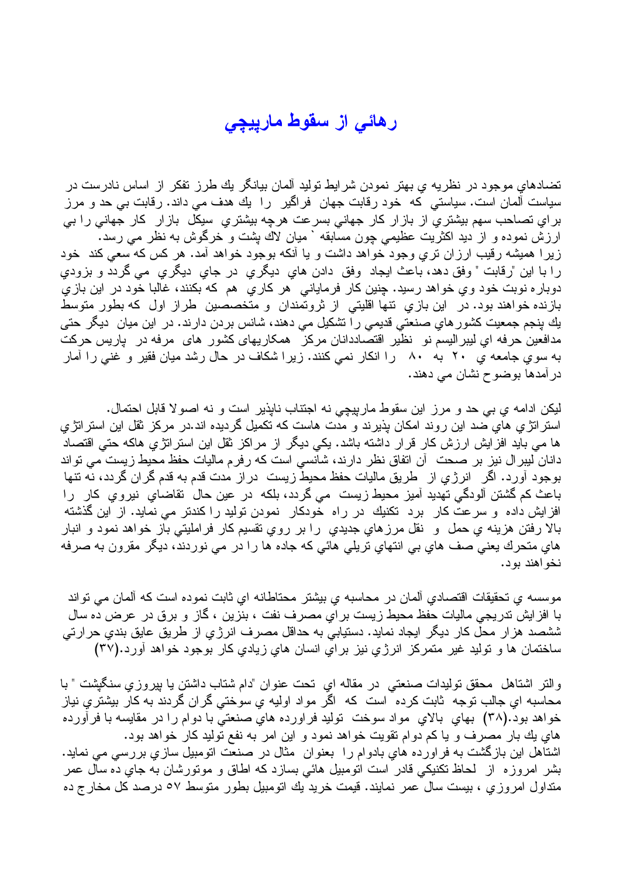# رهائي از سقوط مارپيچي

تضادهاي موجود در نظريه ي بهتر نمودن شرايط توليد آلمان بيانگر يك طرز تفكر از اساس نادرست در سياست آلمان است. سياستي كه خود رقابت جهان فراگير را يك هدف مي داند. رقابت بي حد و مرز براي تصاحب سهم بيشتري از بازار كار جهاني بسرعت هرچه بيشتري سيكل بازار كار جهاني را بي ارزش نموده و از ديد اكثريت عظيمي چون مسابقه ` ميان لاك پشت و خرگوش به نظر مي رسد.
زيرا هميشه رقيب ارزان تري وجود خواهد داشت و يا آنكه بوجود خواهد آمد. هر كس كه سعي كند خود را با اين "رقابت " وفق دهد، باعث ايجاد وفق دادن هاي ديگري در جاي ديگري مي گردد و بزودي دوباره نوبت خود وي خواهد رسيد. چنين كار فرماياني هر كاري هم كه بكنند، غالبا خود در اين بازي بازنده خواهند بود. در اين بازي تنها اقليتي از ثروتمندان و متخصصين طراز اول كه بطور متوسط يك پنجم جمعيت كشورهاي صنعتي قديمي را تشكيل مي دهند، شانس بردن دارند. در اين ميان ديگر حتي مدافعين حرفه اي ليبراليسم نو نظير اقتصاددانان مركز همكاريهای كشور های مرفه در پاريس حركت به سوي جامعه ي ۲۰ به ۸۰ را انكار نمي كنند. زيرا شكاف در حال رشد ميان فقير و غني را آمار درآمدها بوضوح نشان مي دهند.

ليكن ادامه ي بي حد و مرز اين سقوط مارپيچي نه اجتناب ناپذير است و نه اصولا قابل احتمال. استراتژي هاي ضد اين روند امكان پذيرند و مدت هاست كه تكميل گرديده اند.در مركز ثقل اين استراتژي ها مي بايد افزايش ارزش كار قرار داشته باشد. يكي ديگر از مراكز ثقل اين استراتژي هاكه حتي اقتصاد دانان ليبرال نيز بر صحت آن اتفاق نظر دارند، شانسي است كه رفرم ماليات حفظ محيط زيست مي تواند بوجود آورد. اگر انرژي از طريق ماليات حفظ محيط زيست دراز مدت قدم به قدم گران گردد، نه تنها باعث كم گشتن آلودگي تهديد آميز محيط زيست مي گردد، بلكه در عين حال تقاضاي نيروي كار را افزايش داده و سرعت كار برد تكنيك در راه خودكار نمودن توليد را كندتر مي نمايد. از اين گذشته بالا رفتن هزينه ي حمل و نقل مرزهاي جديدي را بر روي تقسيم كار فرامليتي باز خواهد نمود و انبار هاي متحرك يعني صف هاي بي انتهاي تريلي هائي كه جاده ها را در مي نوردند، ديگر مقرون به صرفه نخواهند بود.

موسسه ي تحقيقات اقتصادي آلمان در محاسبه ي بيشتر محتاطانه اي ثابت نموده است كه آلمان مي تواند با افزايش تدريجي ماليات حفظ محيط زيست براي مصرف نفت ، بنزين ، گاز و برق در عرض ده سال ششصد هزار محل كار ديگر ايجاد نمايد. دستيابي به حداقل مصرف انرژي از طريق عايق بندي حرارتي ساختمان ها و توليد غير متمركز انرژي نيز براي انسان هاي زيادي كار بوجود خواهد آورد.(۳۷)

والتر اشتاهل محقق توليدات صنعتي در مقاله اي تحت عنوان "دام شتاب داشتن يا پيروزي سنگپشت " با محاسبه اي جالب توجه ثابت كرده است كه اگر مواد اوليه ي سوختي گران گردند به كار بيشتري نياز خواهد بود.(۳۸) بهاي بالاي مواد سوخت توليد فراورده هاي صنعتي با دوام را در مقايسه با فراورده هاي يك بار مصرف و يا كم دوام تقويت خواهد نمود و اين امر به نفع توليد كار خواهد بود.
اشتاهل اين بازگشت به فراورده هاي بادوام را بعنوان مثال در صنعت اتومبيل سازي بررسي مي نمايد. بشر امروزه از لحاظ تكنيكي قادر است اتومبيل هائي بسازد كه اطاق و موتورشان به جاي ده سال عمر متداول امروزي ، بيست سال عمر نمايند. قيمت خريد يك اتومبيل بطور متوسط ۵۷ درصد كل مخارج ده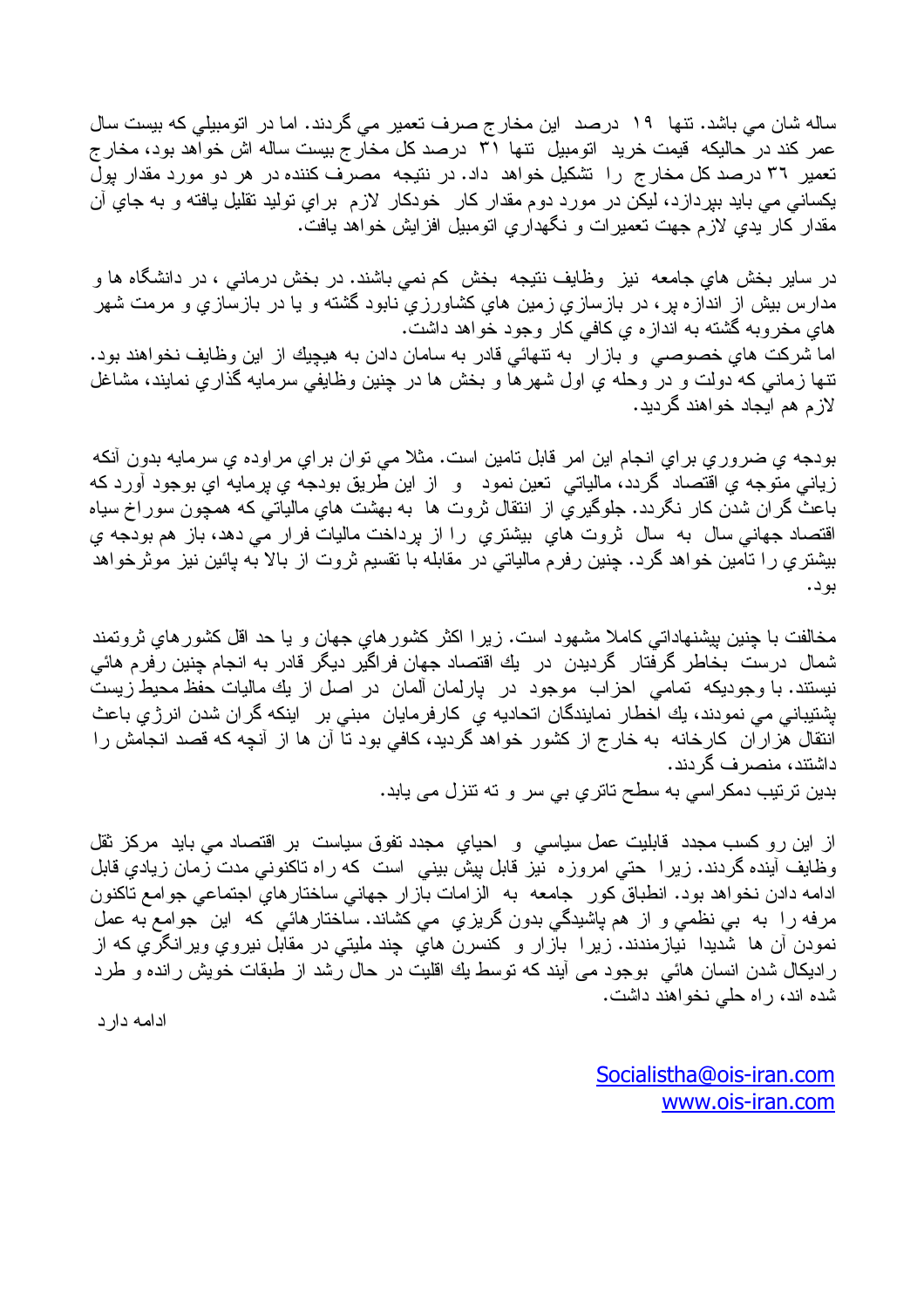ساله شان مي باشد. تنها ۱۹ درصد اين مخارج صرف تعمير مي گردند. اما در اتومبيلي كه بيست سال عمر كند در حاليكه قيمت خريد اتومبيل تنها ۳۱ درصد كل مخارج بيست ساله اش خواهد بود، مخارج تعمير ٣٦ درصد كل مخارج را تشكيل خواهد داد. در نتيجه مصرف كننده در هر دو مورد مقدار پول يكساني مي بايد بپردازد، ليكن در مورد دوم مقدار كار خودكار لازم براي توليد تقليل يافته و به جاي آن مقدار كار يدي لازم جهت تعميرات و نگهداري اتومبيل افزايش خواهد يافت.

در ساير بخش هاي جامعه نيز وظايف نتيجه بخش كم نمي باشند. در بخش درماني ، در دانشگاه ها و مدارس بيش از اندازه پر، در بازسازي زمين هاي كشاورزي نابود گشته و يا در بازسازي و مرمت شهر هاي مخروبه گشته به اندازه ي كافي كار وجود خواهد داشت.
اما شركت هاي خصوصي و بازار به تنهائي قادر به سامان دادن به هيچيك از اين وظايف نخواهند بود. تنها زماني كه دولت و در وحله ي اول شهرها و بخش ها در چنين وظايفي سرمايه گذاري نمايند، مشاغل لازم هم ايجاد خواهند گرديد.

بودجه ي ضروري براي انجام اين امر قابل تامين است. مثلا مي توان براي مراوده ي سرمايه بدون آنكه زياني متوجه ي اقتصاد گردد، مالياتي تعين نمود و از اين طريق بودجه ي پرمايه اي بوجود آورد كه باعث گران شدن كار نگردد. جلوگيري از انتقال ثروت ها به بهشت هاي مالياتي كه همچون سوراخ سياه اقتصاد جهاني سال به سال ثروت هاي بيشتري را از پرداخت ماليات فرار مي دهد، باز هم بودجه ي بيشتري را تامين خواهد گرد. چنين رفرم مالياتي در مقابله با تقسيم ثروت از بالا به پائين نيز موثرخواهد بود.

مخالفت با چنين پيشنهاداتي كاملا مشهود است. زيرا اكثر كشورهاي جهان و يا حد اقل كشورهاي ثروتمند شمال درست بخاطر گرفتار گرديدن در يك اقتصاد جهان فراگير ديگر قادر به انجام چنين رفرم هائي نيستند. با وجوديكه تمامي احزاب موجود در پارلمان آلمان در اصل از يك ماليات حفظ محيط زيست پشتيباني مي نمودند، يك اخطار نمايندگان اتحاديه ي كارفرمايان مبني بر اينكه گران شدن انرژي باعث انتقال هزاران كارخانه به خارج از كشور خواهد گرديد، كافي بود تا آن ها از آنچه كه قصد انجامش را داشتند، منصرف گردند.
بدين ترتيب دمكراسي به سطح تاتري بي سر و ته تنزل مى يابد.

از اين رو كسب مجدد قابليت عمل سياسي و احياي مجدد تفوق سياست بر اقتصاد مي بايد مركز ثقل وظايف آينده گردند. زيرا حتي امروزه نيز قابل پيش بيني است كه راه تاكنوني مدت زمان زيادي قابل ادامه دادن نخواهد بود. انطباق كور جامعه به الزامات بازار جهاني ساختارهاي اجتماعي جوامع تاكنون مرفه را به بي نظمي و از هم پاشيدگي بدون گريزي مي كشاند. ساختارهائي كه اين جوامع به عمل نمودن آن ها شديدا نيازمندند. زيرا بازار و كنسرن هاي چند مليتي در مقابل نيروي ويرانگري كه از راديكال شدن انسان هائي بوجود مى آيند كه توسط يك اقليت در حال رشد از طبقات خويش رانده و طرد شده اند، راه حلي نخواهند داشت.

ادامه دارد

Socialistha@ois-iran.com
www.ois-iran.com